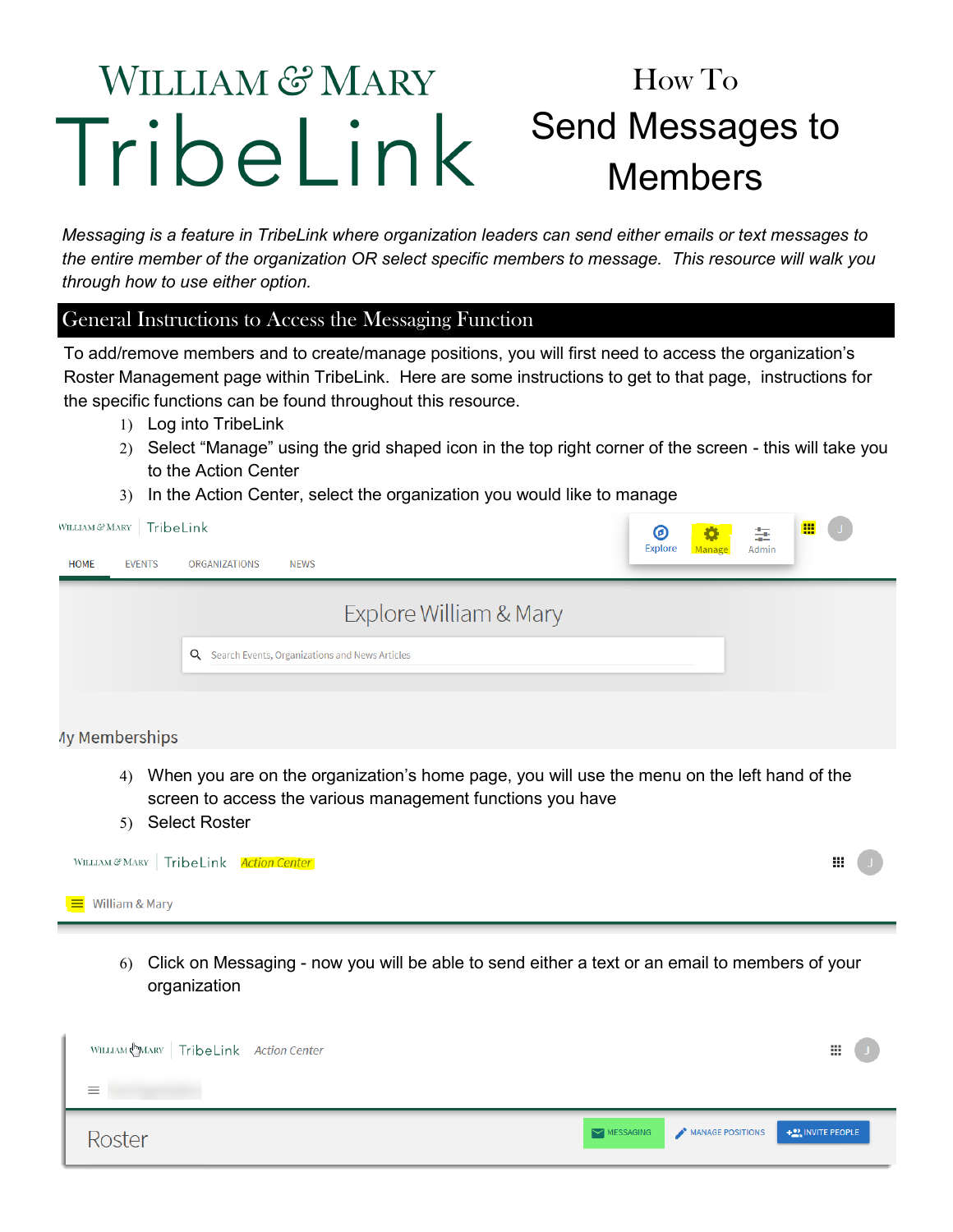# William & Mary TribeLink

## How To Send Messages to Members

*Messaging is a feature in TribeLink where organization leaders can send either emails or text messages to the entire member of the organization OR select specific members to message. This resource will walk you through how to use either option.*

## General Instructions to Access the Messaging Function

To add/remove members and to create/manage positions, you will first need to access the organization's Roster Management page within TribeLink. Here are some instructions to get to that page, instructions for the specific functions can be found throughout this resource.

1) Log into TribeLink
2) Select "Manage" using the grid shaped icon in the top right corner of the screen - this will take you to the Action Center
3) In the Action Center, select the organization you would like to manage

4) When you are on the organization's home page, you will use the menu on the left hand of the screen to access the various management functions you have
5) Select Roster

6) Click on Messaging - now you will be able to send either a text or an email to members of your organization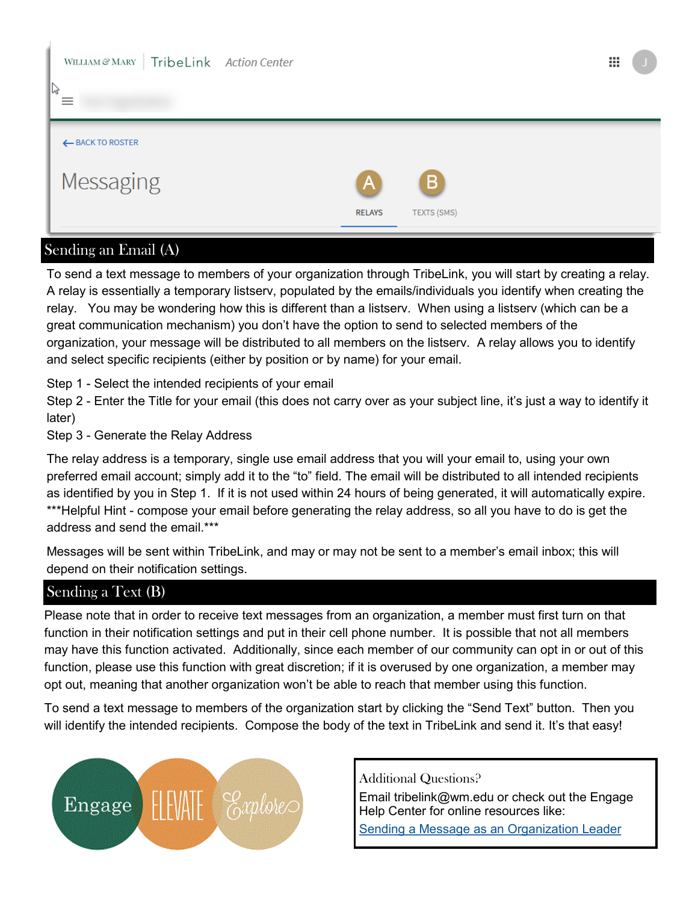WILLIAM & MARY | TribeLink *Action Center*

BACK TO ROSTER

Messaging

A RELAYS

B TEXTS (SMS)

## Sending an Email (A)

To send a text message to members of your organization through TribeLink, you will start by creating a relay. A relay is essentially a temporary listserv, populated by the emails/individuals you identify when creating the relay. You may be wondering how this is different than a listserv. When using a listserv (which can be a great communication mechanism) you don't have the option to send to selected members of the organization, your message will be distributed to all members on the listserv. A relay allows you to identify and select specific recipients (either by position or by name) for your email.

Step 1 - Select the intended recipients of your email
Step 2 - Enter the Title for your email (this does not carry over as your subject line, it's just a way to identify it later)
Step 3 - Generate the Relay Address

The relay address is a temporary, single use email address that you will your email to, using your own preferred email account; simply add it to the "to" field. The email will be distributed to all intended recipients as identified by you in Step 1. If it is not used within 24 hours of being generated, it will automatically expire. ***Helpful Hint - compose your email before generating the relay address, so all you have to do is get the address and send the email.***

Messages will be sent within TribeLink, and may or may not be sent to a member's email inbox; this will depend on their notification settings.

## Sending a Text (B)

Please note that in order to receive text messages from an organization, a member must first turn on that function in their notification settings and put in their cell phone number. It is possible that not all members may have this function activated. Additionally, since each member of our community can opt in or out of this function, please use this function with great discretion; if it is overused by one organization, a member may opt out, meaning that another organization won't be able to reach that member using this function.

To send a text message to members of the organization start by clicking the "Send Text" button. Then you will identify the intended recipients. Compose the body of the text in TribeLink and send it. It's that easy!

Engage ELEVATE Explore

Additional Questions?

Email tribelink@wm.edu or check out the Engage Help Center for online resources like:

[Sending a Message as an Organization Leader]